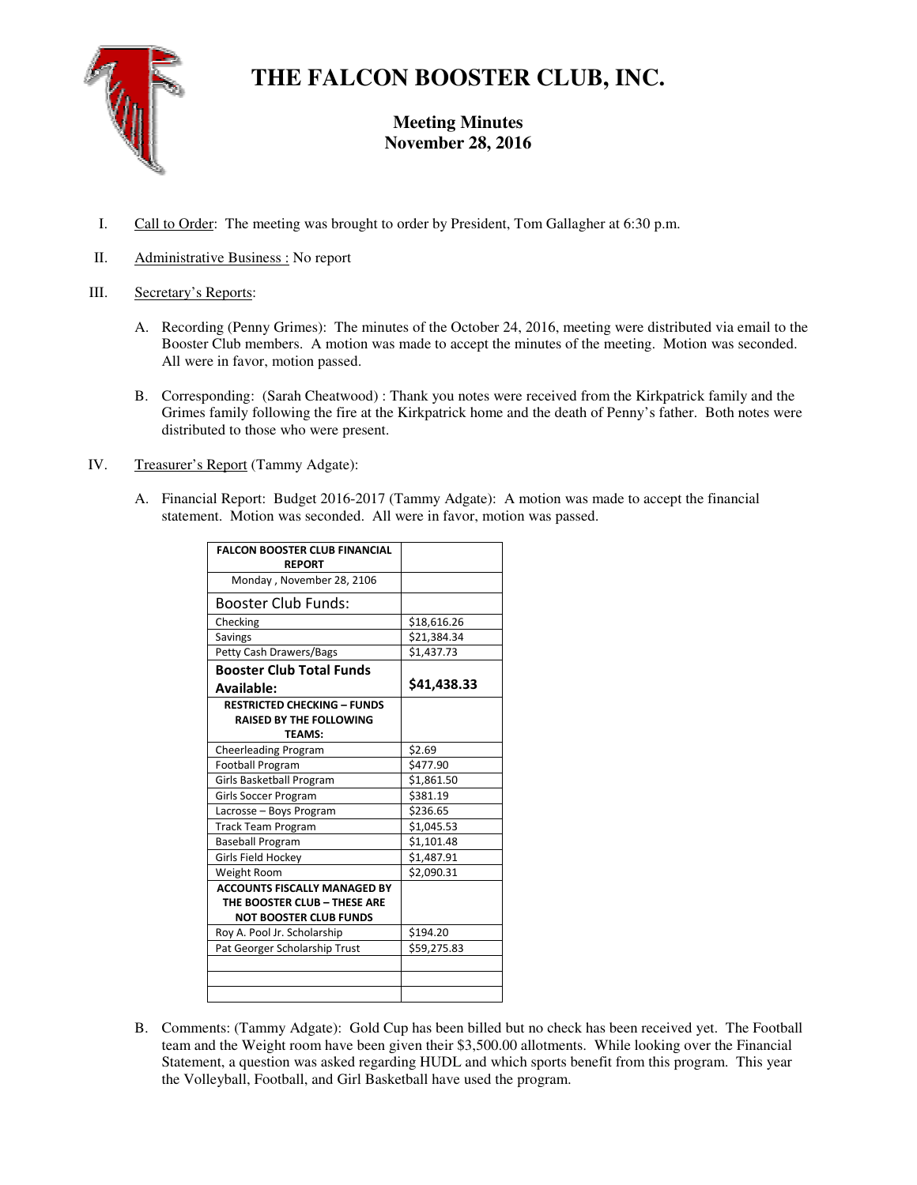# THE FALCON BOOSTER CLUB, INC.

**Meeting Minutes**
**November 28, 2016**

I. Call to Order: The meeting was brought to order by President, Tom Gallagher at 6:30 p.m.

II. Administrative Business : No report

III. Secretary's Reports:

A. Recording (Penny Grimes): The minutes of the October 24, 2016, meeting were distributed via email to the Booster Club members. A motion was made to accept the minutes of the meeting. Motion was seconded. All were in favor, motion passed.

B. Corresponding: (Sarah Cheatwood) : Thank you notes were received from the Kirkpatrick family and the Grimes family following the fire at the Kirkpatrick home and the death of Penny's father. Both notes were distributed to those who were present.

IV. Treasurer's Report (Tammy Adgate):

A. Financial Report: Budget 2016-2017 (Tammy Adgate): A motion was made to accept the financial statement. Motion was seconded. All were in favor, motion was passed.

| **FALCON BOOSTER CLUB FINANCIAL REPORT** | |
|---|---|
| Monday , November 28, 2106 | |
| Booster Club Funds: | |
| Checking | $18,616.26 |
| Savings | $21,384.34 |
| Petty Cash Drawers/Bags | $1,437.73 |
| **Booster Club Total Funds Available:** | **$41,438.33** |
| **RESTRICTED CHECKING – FUNDS RAISED BY THE FOLLOWING TEAMS:** | |
| Cheerleading Program | $2.69 |
| Football Program | $477.90 |
| Girls Basketball Program | $1,861.50 |
| Girls Soccer Program | $381.19 |
| Lacrosse – Boys Program | $236.65 |
| Track Team Program | $1,045.53 |
| Baseball Program | $1,101.48 |
| Girls Field Hockey | $1,487.91 |
| Weight Room | $2,090.31 |
| **ACCOUNTS FISCALLY MANAGED BY THE BOOSTER CLUB – THESE ARE NOT BOOSTER CLUB FUNDS** | |
| Roy A. Pool Jr. Scholarship | $194.20 |
| Pat Georger Scholarship Trust | $59,275.83 |
| | |
| | |
| | |

B. Comments: (Tammy Adgate): Gold Cup has been billed but no check has been received yet. The Football team and the Weight room have been given their $3,500.00 allotments. While looking over the Financial Statement, a question was asked regarding HUDL and which sports benefit from this program. This year the Volleyball, Football, and Girl Basketball have used the program.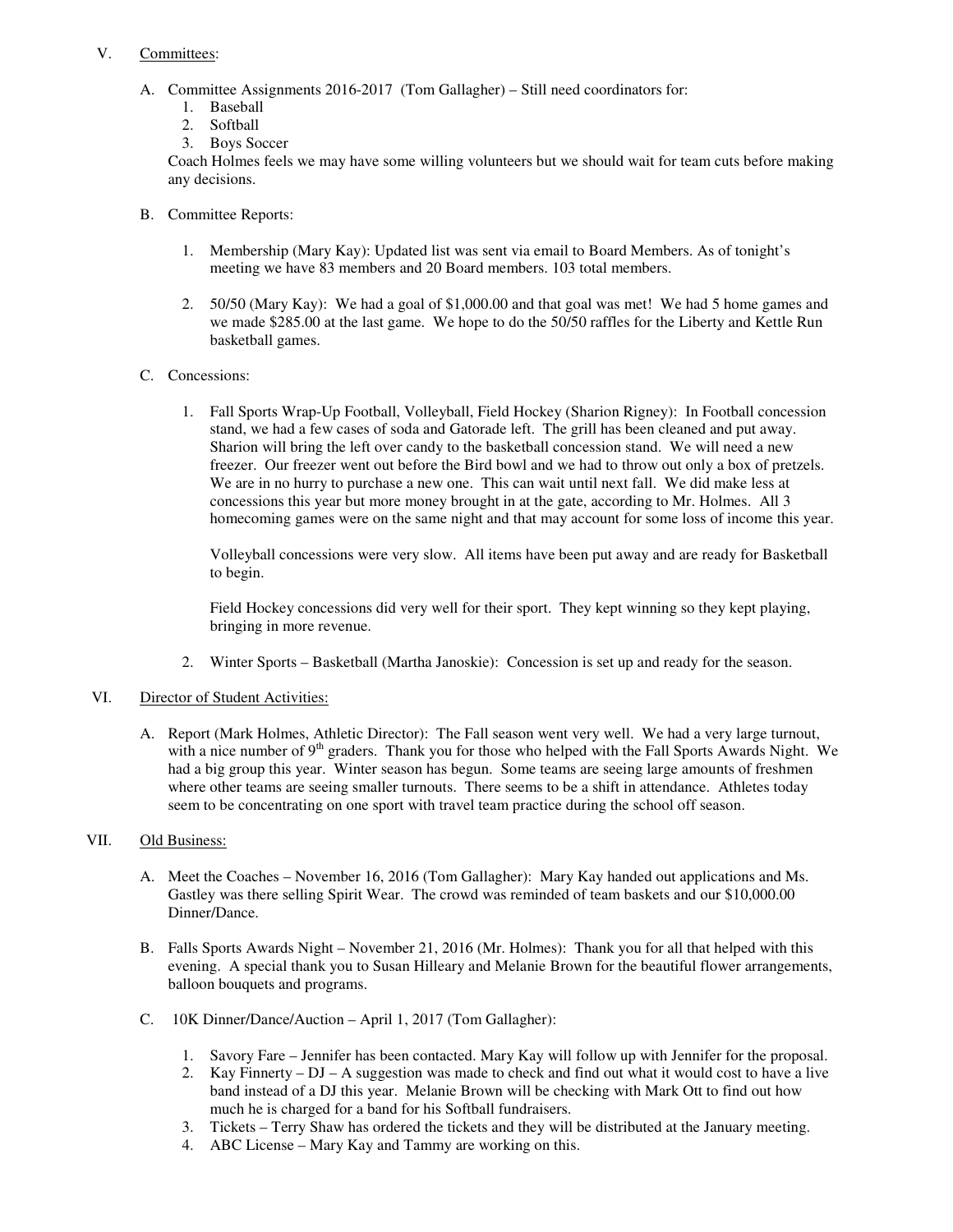V. Committees:

A. Committee Assignments 2016-2017 (Tom Gallagher) – Still need coordinators for:
   1. Baseball
   2. Softball
   3. Boys Soccer

   Coach Holmes feels we may have some willing volunteers but we should wait for team cuts before making any decisions.

B. Committee Reports:

   1. Membership (Mary Kay): Updated list was sent via email to Board Members. As of tonight's meeting we have 83 members and 20 Board members. 103 total members.

   2. 50/50 (Mary Kay): We had a goal of $1,000.00 and that goal was met! We had 5 home games and we made $285.00 at the last game. We hope to do the 50/50 raffles for the Liberty and Kettle Run basketball games.

C. Concessions:

   1. Fall Sports Wrap-Up Football, Volleyball, Field Hockey (Sharion Rigney): In Football concession stand, we had a few cases of soda and Gatorade left. The grill has been cleaned and put away. Sharion will bring the left over candy to the basketball concession stand. We will need a new freezer. Our freezer went out before the Bird bowl and we had to throw out only a box of pretzels. We are in no hurry to purchase a new one. This can wait until next fall. We did make less at concessions this year but more money brought in at the gate, according to Mr. Holmes. All 3 homecoming games were on the same night and that may account for some loss of income this year.

      Volleyball concessions were very slow. All items have been put away and are ready for Basketball to begin.

      Field Hockey concessions did very well for their sport. They kept winning so they kept playing, bringing in more revenue.

   2. Winter Sports – Basketball (Martha Janoskie): Concession is set up and ready for the season.

VI. Director of Student Activities:

A. Report (Mark Holmes, Athletic Director): The Fall season went very well. We had a very large turnout, with a nice number of 9th graders. Thank you for those who helped with the Fall Sports Awards Night. We had a big group this year. Winter season has begun. Some teams are seeing large amounts of freshmen where other teams are seeing smaller turnouts. There seems to be a shift in attendance. Athletes today seem to be concentrating on one sport with travel team practice during the school off season.

VII. Old Business:

A. Meet the Coaches – November 16, 2016 (Tom Gallagher): Mary Kay handed out applications and Ms. Gastley was there selling Spirit Wear. The crowd was reminded of team baskets and our $10,000.00 Dinner/Dance.

B. Falls Sports Awards Night – November 21, 2016 (Mr. Holmes): Thank you for all that helped with this evening. A special thank you to Susan Hilleary and Melanie Brown for the beautiful flower arrangements, balloon bouquets and programs.

C. 10K Dinner/Dance/Auction – April 1, 2017 (Tom Gallagher):

   1. Savory Fare – Jennifer has been contacted. Mary Kay will follow up with Jennifer for the proposal.
   2. Kay Finnerty – DJ – A suggestion was made to check and find out what it would cost to have a live band instead of a DJ this year. Melanie Brown will be checking with Mark Ott to find out how much he is charged for a band for his Softball fundraisers.
   3. Tickets – Terry Shaw has ordered the tickets and they will be distributed at the January meeting.
   4. ABC License – Mary Kay and Tammy are working on this.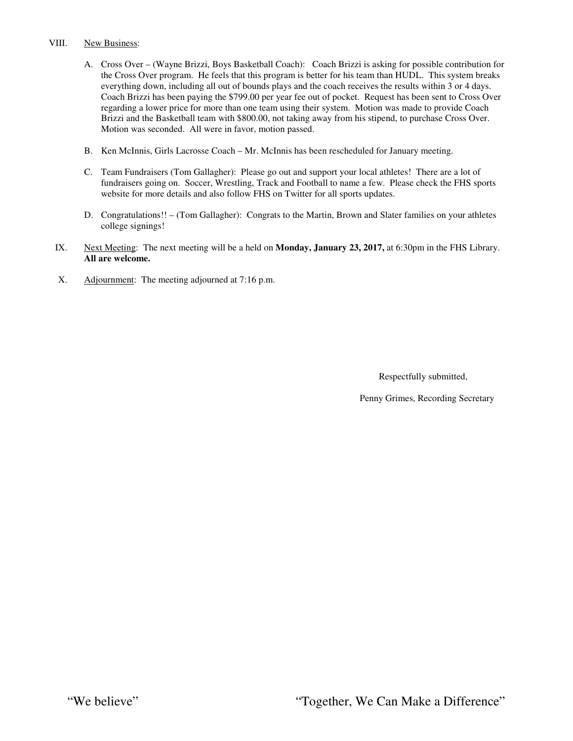VIII. New Business:

A. Cross Over – (Wayne Brizzi, Boys Basketball Coach): Coach Brizzi is asking for possible contribution for the Cross Over program. He feels that this program is better for his team than HUDL. This system breaks everything down, including all out of bounds plays and the coach receives the results within 3 or 4 days. Coach Brizzi has been paying the $799.00 per year fee out of pocket. Request has been sent to Cross Over regarding a lower price for more than one team using their system. Motion was made to provide Coach Brizzi and the Basketball team with $800.00, not taking away from his stipend, to purchase Cross Over. Motion was seconded. All were in favor, motion passed.

B. Ken McInnis, Girls Lacrosse Coach – Mr. McInnis has been rescheduled for January meeting.

C. Team Fundraisers (Tom Gallagher): Please go out and support your local athletes! There are a lot of fundraisers going on. Soccer, Wrestling, Track and Football to name a few. Please check the FHS sports website for more details and also follow FHS on Twitter for all sports updates.

D. Congratulations!! – (Tom Gallagher): Congrats to the Martin, Brown and Slater families on your athletes college signings!

IX. Next Meeting: The next meeting will be a held on **Monday, January 23, 2017,** at 6:30pm in the FHS Library. **All are welcome.**

X. Adjournment: The meeting adjourned at 7:16 p.m.

Respectfully submitted,

Penny Grimes, Recording Secretary

"We believe" "Together, We Can Make a Difference"